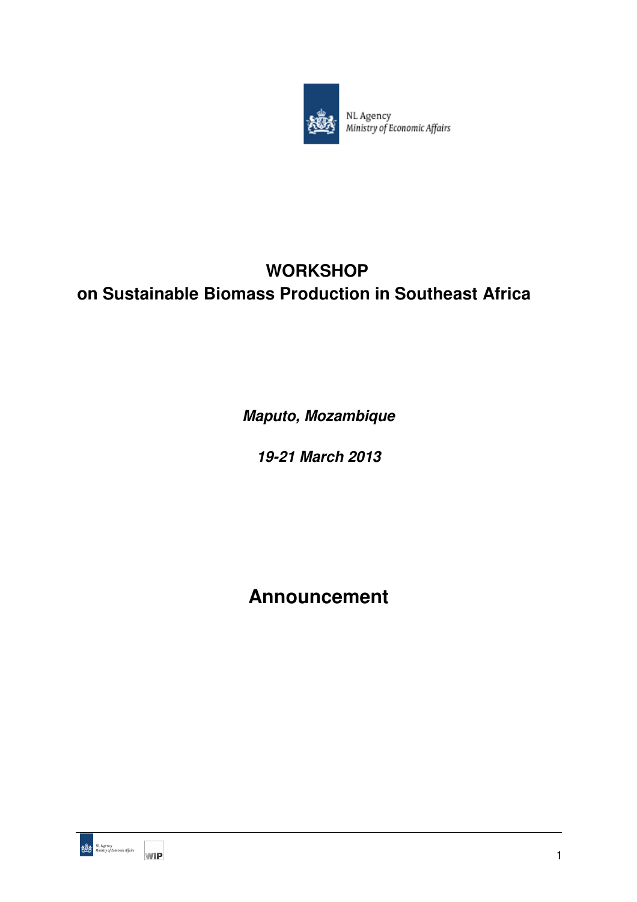NL Agency
Ministry of Economic Affairs

# WORKSHOP
# on Sustainable Biomass Production in Southeast Africa

***Maputo, Mozambique***

***19-21 March 2013***

# Announcement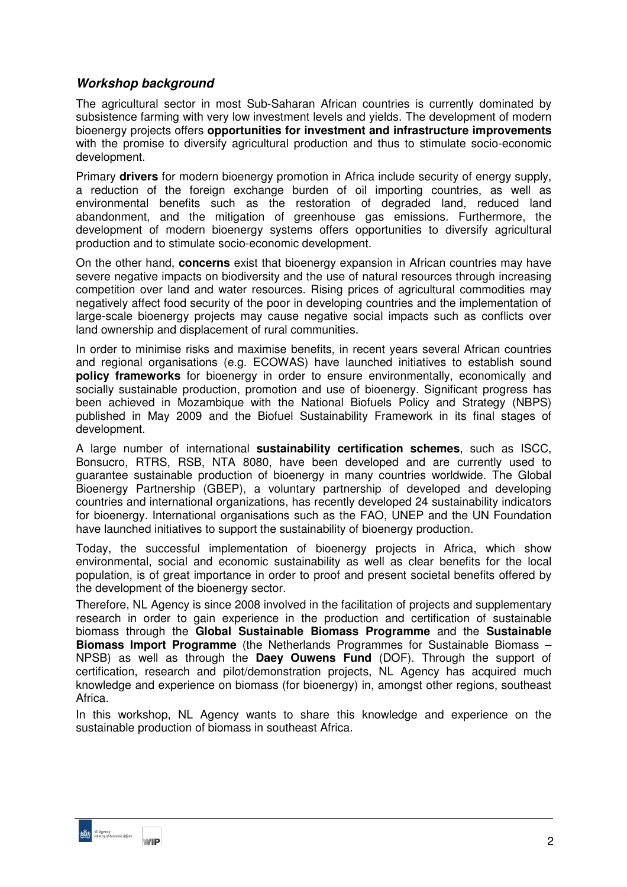### ***Workshop background***

The agricultural sector in most Sub-Saharan African countries is currently dominated by subsistence farming with very low investment levels and yields. The development of modern bioenergy projects offers **opportunities for investment and infrastructure improvements** with the promise to diversify agricultural production and thus to stimulate socio-economic development.

Primary **drivers** for modern bioenergy promotion in Africa include security of energy supply, a reduction of the foreign exchange burden of oil importing countries, as well as environmental benefits such as the restoration of degraded land, reduced land abandonment, and the mitigation of greenhouse gas emissions. Furthermore, the development of modern bioenergy systems offers opportunities to diversify agricultural production and to stimulate socio-economic development.

On the other hand, **concerns** exist that bioenergy expansion in African countries may have severe negative impacts on biodiversity and the use of natural resources through increasing competition over land and water resources. Rising prices of agricultural commodities may negatively affect food security of the poor in developing countries and the implementation of large-scale bioenergy projects may cause negative social impacts such as conflicts over land ownership and displacement of rural communities.

In order to minimise risks and maximise benefits, in recent years several African countries and regional organisations (e.g. ECOWAS) have launched initiatives to establish sound **policy frameworks** for bioenergy in order to ensure environmentally, economically and socially sustainable production, promotion and use of bioenergy. Significant progress has been achieved in Mozambique with the National Biofuels Policy and Strategy (NBPS) published in May 2009 and the Biofuel Sustainability Framework in its final stages of development.

A large number of international **sustainability certification schemes**, such as ISCC, Bonsucro, RTRS, RSB, NTA 8080, have been developed and are currently used to guarantee sustainable production of bioenergy in many countries worldwide. The Global Bioenergy Partnership (GBEP), a voluntary partnership of developed and developing countries and international organizations, has recently developed 24 sustainability indicators for bioenergy. International organisations such as the FAO, UNEP and the UN Foundation have launched initiatives to support the sustainability of bioenergy production.

Today, the successful implementation of bioenergy projects in Africa, which show environmental, social and economic sustainability as well as clear benefits for the local population, is of great importance in order to proof and present societal benefits offered by the development of the bioenergy sector.

Therefore, NL Agency is since 2008 involved in the facilitation of projects and supplementary research in order to gain experience in the production and certification of sustainable biomass through the **Global Sustainable Biomass Programme** and the **Sustainable Biomass Import Programme** (the Netherlands Programmes for Sustainable Biomass – NPSB) as well as through the **Daey Ouwens Fund** (DOF). Through the support of certification, research and pilot/demonstration projects, NL Agency has acquired much knowledge and experience on biomass (for bioenergy) in, amongst other regions, southeast Africa.

In this workshop, NL Agency wants to share this knowledge and experience on the sustainable production of biomass in southeast Africa.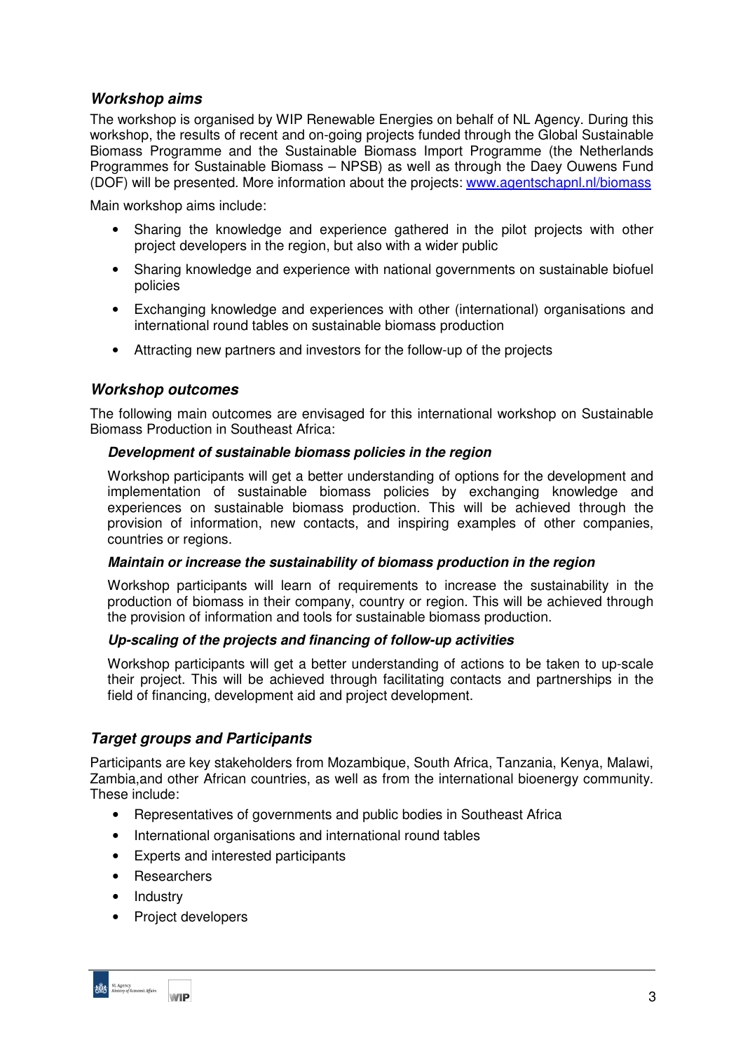## *Workshop aims*

The workshop is organised by WIP Renewable Energies on behalf of NL Agency. During this workshop, the results of recent and on-going projects funded through the Global Sustainable Biomass Programme and the Sustainable Biomass Import Programme (the Netherlands Programmes for Sustainable Biomass – NPSB) as well as through the Daey Ouwens Fund (DOF) will be presented. More information about the projects: [www.agentschapnl.nl/biomass](http://www.agentschapnl.nl/biomass)

Main workshop aims include:

- Sharing the knowledge and experience gathered in the pilot projects with other project developers in the region, but also with a wider public
- Sharing knowledge and experience with national governments on sustainable biofuel policies
- Exchanging knowledge and experiences with other (international) organisations and international round tables on sustainable biomass production
- Attracting new partners and investors for the follow-up of the projects

## *Workshop outcomes*

The following main outcomes are envisaged for this international workshop on Sustainable Biomass Production in Southeast Africa:

### *Development of sustainable biomass policies in the region*

Workshop participants will get a better understanding of options for the development and implementation of sustainable biomass policies by exchanging knowledge and experiences on sustainable biomass production. This will be achieved through the provision of information, new contacts, and inspiring examples of other companies, countries or regions.

### *Maintain or increase the sustainability of biomass production in the region*

Workshop participants will learn of requirements to increase the sustainability in the production of biomass in their company, country or region. This will be achieved through the provision of information and tools for sustainable biomass production.

### *Up-scaling of the projects and financing of follow-up activities*

Workshop participants will get a better understanding of actions to be taken to up-scale their project. This will be achieved through facilitating contacts and partnerships in the field of financing, development aid and project development.

## *Target groups and Participants*

Participants are key stakeholders from Mozambique, South Africa, Tanzania, Kenya, Malawi, Zambia,and other African countries, as well as from the international bioenergy community. These include:

- Representatives of governments and public bodies in Southeast Africa
- International organisations and international round tables
- Experts and interested participants
- Researchers
- Industry
- Project developers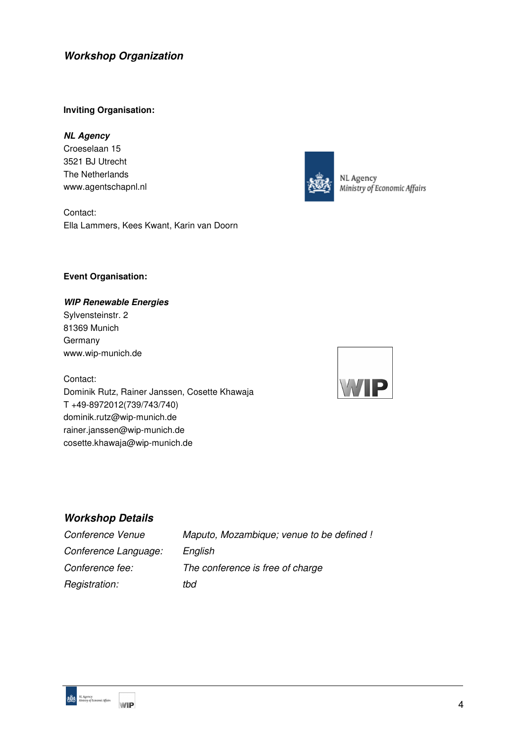## *Workshop Organization*

**Inviting Organisation:**

***NL Agency***
Croeselaan 15
3521 BJ Utrecht
The Netherlands
www.agentschapnl.nl

Contact:
Ella Lammers, Kees Kwant, Karin van Doorn

**Event Organisation:**

***WIP Renewable Energies***
Sylvensteinstr. 2
81369 Munich
Germany
www.wip-munich.de

Contact:
Dominik Rutz, Rainer Janssen, Cosette Khawaja
T +49-8972012(739/743/740)
dominik.rutz@wip-munich.de
rainer.janssen@wip-munich.de
cosette.khawaja@wip-munich.de

## *Workshop Details*

| | |
|---|---|
| *Conference Venue* | *Maputo, Mozambique; venue to be defined !* |
| *Conference Language:* | *English* |
| *Conference fee:* | *The conference is free of charge* |
| *Registration:* | *tbd* |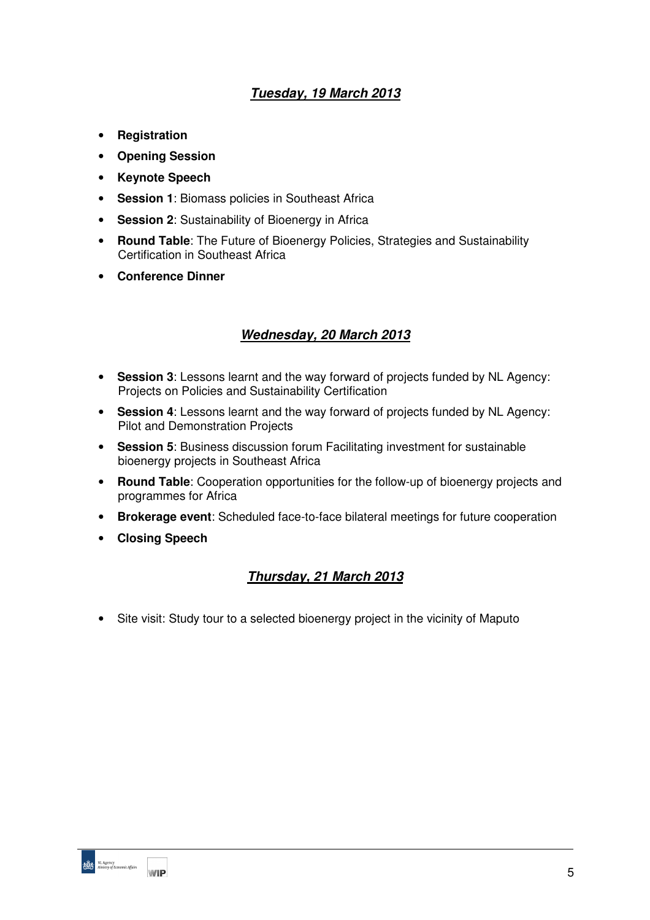***Tuesday, 19 March 2013***

- **Registration**
- **Opening Session**
- **Keynote Speech**
- **Session 1**: Biomass policies in Southeast Africa
- **Session 2**: Sustainability of Bioenergy in Africa
- **Round Table**: The Future of Bioenergy Policies, Strategies and Sustainability Certification in Southeast Africa
- **Conference Dinner**

***Wednesday, 20 March 2013***

- **Session 3**: Lessons learnt and the way forward of projects funded by NL Agency: Projects on Policies and Sustainability Certification
- **Session 4**: Lessons learnt and the way forward of projects funded by NL Agency: Pilot and Demonstration Projects
- **Session 5**: Business discussion forum Facilitating investment for sustainable bioenergy projects in Southeast Africa
- **Round Table**: Cooperation opportunities for the follow-up of bioenergy projects and programmes for Africa
- **Brokerage event**: Scheduled face-to-face bilateral meetings for future cooperation
- **Closing Speech**

***Thursday, 21 March 2013***

- Site visit: Study tour to a selected bioenergy project in the vicinity of Maputo